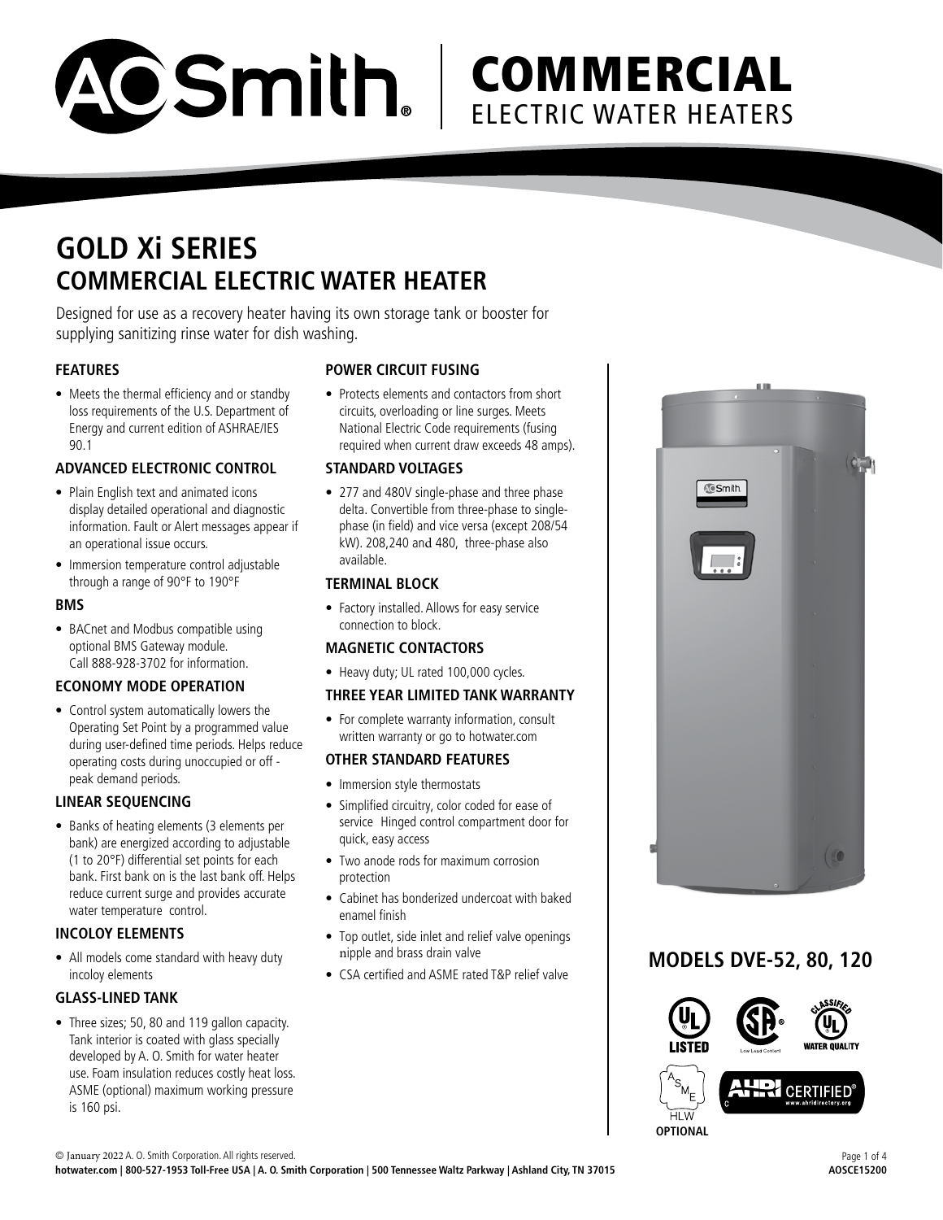# A.O. Smith | COMMERCIAL ELECTRIC WATER HEATERS

## GOLD Xi SERIES
## COMMERCIAL ELECTRIC WATER HEATER

Designed for use as a recovery heater having its own storage tank or booster for supplying sanitizing rinse water for dish washing.

### FEATURES

- Meets the thermal efficiency and or standby loss requirements of the U.S. Department of Energy and current edition of ASHRAE/IES 90.1

### ADVANCED ELECTRONIC CONTROL

- Plain English text and animated icons display detailed operational and diagnostic information. Fault or Alert messages appear if an operational issue occurs.
- Immersion temperature control adjustable through a range of 90°F to 190°F

### BMS

- BACnet and Modbus compatible using optional BMS Gateway module. Call 888-928-3702 for information.

### ECONOMY MODE OPERATION

- Control system automatically lowers the Operating Set Point by a programmed value during user-defined time periods. Helps reduce operating costs during unoccupied or off - peak demand periods.

### LINEAR SEQUENCING

- Banks of heating elements (3 elements per bank) are energized according to adjustable (1 to 20°F) differential set points for each bank. First bank on is the last bank off. Helps reduce current surge and provides accurate water temperature control.

### INCOLOY ELEMENTS

- All models come standard with heavy duty incoloy elements

### GLASS-LINED TANK

- Three sizes; 50, 80 and 119 gallon capacity. Tank interior is coated with glass specially developed by A. O. Smith for water heater use. Foam insulation reduces costly heat loss. ASME (optional) maximum working pressure is 160 psi.

### POWER CIRCUIT FUSING

- Protects elements and contactors from short circuits, overloading or line surges. Meets National Electric Code requirements (fusing required when current draw exceeds 48 amps).

### STANDARD VOLTAGES

- 277 and 480V single-phase and three phase delta. Convertible from three-phase to single-phase (in field) and vice versa (except 208/54 kW). 208,240 and 480, three-phase also available.

### TERMINAL BLOCK

- Factory installed. Allows for easy service connection to block.

### MAGNETIC CONTACTORS

- Heavy duty; UL rated 100,000 cycles.

### THREE YEAR LIMITED TANK WARRANTY

- For complete warranty information, consult written warranty or go to hotwater.com

### OTHER STANDARD FEATURES

- Immersion style thermostats
- Simplified circuitry, color coded for ease of service Hinged control compartment door for quick, easy access
- Two anode rods for maximum corrosion protection
- Cabinet has bonderized undercoat with baked enamel finish
- Top outlet, side inlet and relief valve openings nipple and brass drain valve
- CSA certified and ASME rated T&P relief valve

## MODELS DVE-52, 80, 120

UL LISTED | CSA Low Lead Content | CLASSIFIED UL WATER QUALITY | ASME HLW OPTIONAL | AHRI CERTIFIED www.ahridirectory.org

© January 2022 A. O. Smith Corporation. All rights reserved.
hotwater.com | 800-527-1953 Toll-Free USA | A. O. Smith Corporation | 500 Tennessee Waltz Parkway | Ashland City, TN 37015
AOSCE15200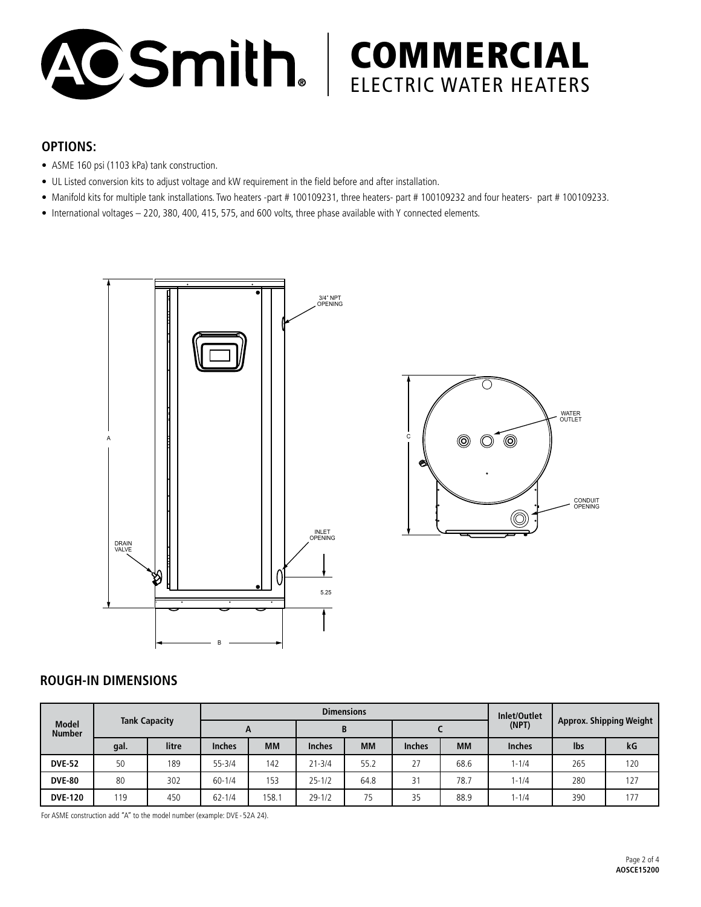# COMMERCIAL ELECTRIC WATER HEATERS

## OPTIONS:

- ASME 160 psi (1103 kPa) tank construction.
- UL Listed conversion kits to adjust voltage and kW requirement in the field before and after installation.
- Manifold kits for multiple tank installations. Two heaters -part # 100109231, three heaters- part # 100109232 and four heaters- part # 100109233.
- International voltages – 220, 380, 400, 415, 575, and 600 volts, three phase available with Y connected elements.

3/4" NPT OPENING

WATER OUTLET

CONDUIT OPENING

DRAIN VALVE

INLET OPENING

5.25

## ROUGH-IN DIMENSIONS

| Model Number | Tank Capacity | | Dimensions | | | | | | Inlet/Outlet (NPT) | Approx. Shipping Weight | |
|---|---|---|---|---|---|---|---|---|---|---|---|
| | | | A | | B | | C | | | | |
| | gal. | litre | Inches | MM | Inches | MM | Inches | MM | Inches | lbs | kG |
| **DVE-52** | 50 | 189 | 55-3/4 | 142 | 21-3/4 | 55.2 | 27 | 68.6 | 1-1/4 | 265 | 120 |
| **DVE-80** | 80 | 302 | 60-1/4 | 153 | 25-1/2 | 64.8 | 31 | 78.7 | 1-1/4 | 280 | 127 |
| **DVE-120** | 119 | 450 | 62-1/4 | 158.1 | 29-1/2 | 75 | 35 | 88.9 | 1-1/4 | 390 | 177 |

For ASME construction add "A" to the model number (example: DVE - 52A 24).

**AOSCE15200**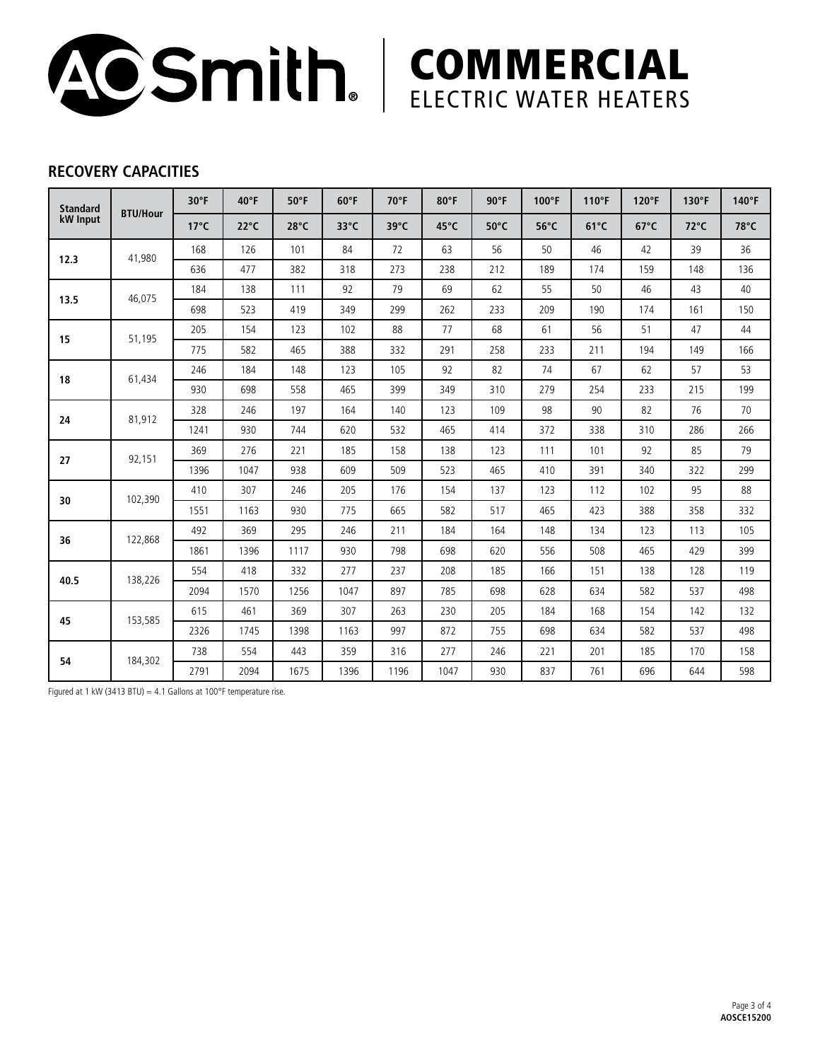# A.O. Smith | COMMERCIAL ELECTRIC WATER HEATERS

## RECOVERY CAPACITIES

| Standard kW Input | BTU/Hour | 30°F | 40°F | 50°F | 60°F | 70°F | 80°F | 90°F | 100°F | 110°F | 120°F | 130°F | 140°F |
|---|---|---|---|---|---|---|---|---|---|---|---|---|---|
| | | 17°C | 22°C | 28°C | 33°C | 39°C | 45°C | 50°C | 56°C | 61°C | 67°C | 72°C | 78°C |
| 12.3 | 41,980 | 168 | 126 | 101 | 84 | 72 | 63 | 56 | 50 | 46 | 42 | 39 | 36 |
| | | 636 | 477 | 382 | 318 | 273 | 238 | 212 | 189 | 174 | 159 | 148 | 136 |
| 13.5 | 46,075 | 184 | 138 | 111 | 92 | 79 | 69 | 62 | 55 | 50 | 46 | 43 | 40 |
| | | 698 | 523 | 419 | 349 | 299 | 262 | 233 | 209 | 190 | 174 | 161 | 150 |
| 15 | 51,195 | 205 | 154 | 123 | 102 | 88 | 77 | 68 | 61 | 56 | 51 | 47 | 44 |
| | | 775 | 582 | 465 | 388 | 332 | 291 | 258 | 233 | 211 | 194 | 149 | 166 |
| 18 | 61,434 | 246 | 184 | 148 | 123 | 105 | 92 | 82 | 74 | 67 | 62 | 57 | 53 |
| | | 930 | 698 | 558 | 465 | 399 | 349 | 310 | 279 | 254 | 233 | 215 | 199 |
| 24 | 81,912 | 328 | 246 | 197 | 164 | 140 | 123 | 109 | 98 | 90 | 82 | 76 | 70 |
| | | 1241 | 930 | 744 | 620 | 532 | 465 | 414 | 372 | 338 | 310 | 286 | 266 |
| 27 | 92,151 | 369 | 276 | 221 | 185 | 158 | 138 | 123 | 111 | 101 | 92 | 85 | 79 |
| | | 1396 | 1047 | 938 | 609 | 509 | 523 | 465 | 410 | 391 | 340 | 322 | 299 |
| 30 | 102,390 | 410 | 307 | 246 | 205 | 176 | 154 | 137 | 123 | 112 | 102 | 95 | 88 |
| | | 1551 | 1163 | 930 | 775 | 665 | 582 | 517 | 465 | 423 | 388 | 358 | 332 |
| 36 | 122,868 | 492 | 369 | 295 | 246 | 211 | 184 | 164 | 148 | 134 | 123 | 113 | 105 |
| | | 1861 | 1396 | 1117 | 930 | 798 | 698 | 620 | 556 | 508 | 465 | 429 | 399 |
| 40.5 | 138,226 | 554 | 418 | 332 | 277 | 237 | 208 | 185 | 166 | 151 | 138 | 128 | 119 |
| | | 2094 | 1570 | 1256 | 1047 | 897 | 785 | 698 | 628 | 634 | 582 | 537 | 498 |
| 45 | 153,585 | 615 | 461 | 369 | 307 | 263 | 230 | 205 | 184 | 168 | 154 | 142 | 132 |
| | | 2326 | 1745 | 1398 | 1163 | 997 | 872 | 755 | 698 | 634 | 582 | 537 | 498 |
| 54 | 184,302 | 738 | 554 | 443 | 359 | 316 | 277 | 246 | 221 | 201 | 185 | 170 | 158 |
| | | 2791 | 2094 | 1675 | 1396 | 1196 | 1047 | 930 | 837 | 761 | 696 | 644 | 598 |

Figured at 1 kW (3413 BTU) = 4.1 Gallons at 100°F temperature rise.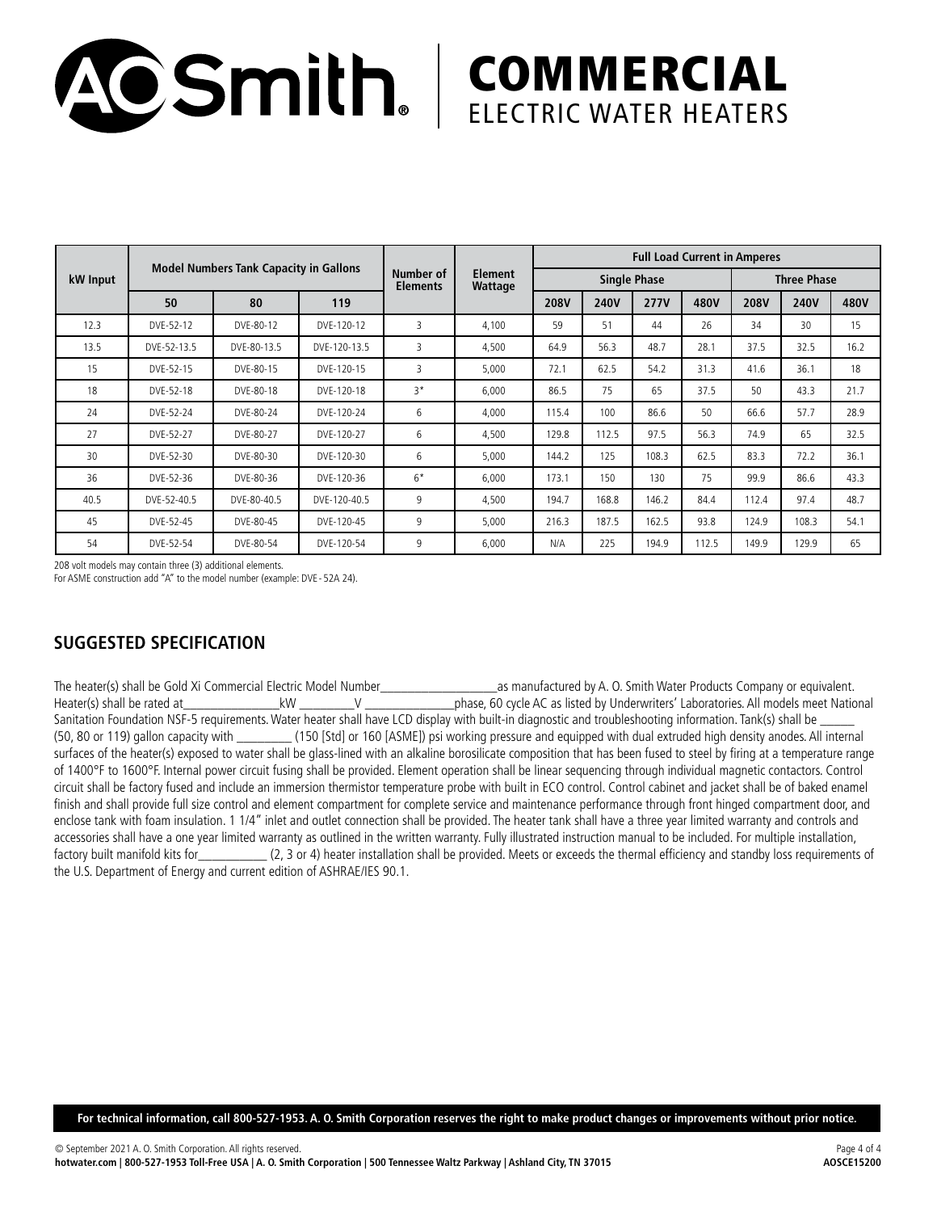# AO Smith | COMMERCIAL ELECTRIC WATER HEATERS

| kW Input | Model Numbers Tank Capacity in Gallons | | | Number of Elements | Element Wattage | Full Load Current in Amperes | | | | | | |
|---|---|---|---|---|---|---|---|---|---|---|---|---|
| | | | | | | Single Phase | | | | Three Phase | | |
| | 50 | 80 | 119 | | | 208V | 240V | 277V | 480V | 208V | 240V | 480V |
| 12.3 | DVE-52-12 | DVE-80-12 | DVE-120-12 | 3 | 4,100 | 59 | 51 | 44 | 26 | 34 | 30 | 15 |
| 13.5 | DVE-52-13.5 | DVE-80-13.5 | DVE-120-13.5 | 3 | 4,500 | 64.9 | 56.3 | 48.7 | 28.1 | 37.5 | 32.5 | 16.2 |
| 15 | DVE-52-15 | DVE-80-15 | DVE-120-15 | 3 | 5,000 | 72.1 | 62.5 | 54.2 | 31.3 | 41.6 | 36.1 | 18 |
| 18 | DVE-52-18 | DVE-80-18 | DVE-120-18 | 3* | 6,000 | 86.5 | 75 | 65 | 37.5 | 50 | 43.3 | 21.7 |
| 24 | DVE-52-24 | DVE-80-24 | DVE-120-24 | 6 | 4,000 | 115.4 | 100 | 86.6 | 50 | 66.6 | 57.7 | 28.9 |
| 27 | DVE-52-27 | DVE-80-27 | DVE-120-27 | 6 | 4,500 | 129.8 | 112.5 | 97.5 | 56.3 | 74.9 | 65 | 32.5 |
| 30 | DVE-52-30 | DVE-80-30 | DVE-120-30 | 6 | 5,000 | 144.2 | 125 | 108.3 | 62.5 | 83.3 | 72.2 | 36.1 |
| 36 | DVE-52-36 | DVE-80-36 | DVE-120-36 | 6* | 6,000 | 173.1 | 150 | 130 | 75 | 99.9 | 86.6 | 43.3 |
| 40.5 | DVE-52-40.5 | DVE-80-40.5 | DVE-120-40.5 | 9 | 4,500 | 194.7 | 168.8 | 146.2 | 84.4 | 112.4 | 97.4 | 48.7 |
| 45 | DVE-52-45 | DVE-80-45 | DVE-120-45 | 9 | 5,000 | 216.3 | 187.5 | 162.5 | 93.8 | 124.9 | 108.3 | 54.1 |
| 54 | DVE-52-54 | DVE-80-54 | DVE-120-54 | 9 | 6,000 | N/A | 225 | 194.9 | 112.5 | 149.9 | 129.9 | 65 |

208 volt models may contain three (3) additional elements.
For ASME construction add "A" to the model number (example: DVE - 52A 24).

## SUGGESTED SPECIFICATION

The heater(s) shall be Gold Xi Commercial Electric Model Number___________________as manufactured by A. O. Smith Water Products Company or equivalent. Heater(s) shall be rated at________________kW _________V _______________phase, 60 cycle AC as listed by Underwriters' Laboratories. All models meet National Sanitation Foundation NSF-5 requirements. Water heater shall have LCD display with built-in diagnostic and troubleshooting information. Tank(s) shall be ______ (50, 80 or 119) gallon capacity with _________ (150 [Std] or 160 [ASME]) psi working pressure and equipped with dual extruded high density anodes. All internal surfaces of the heater(s) exposed to water shall be glass-lined with an alkaline borosilicate composition that has been fused to steel by firing at a temperature range of 1400°F to 1600°F. Internal power circuit fusing shall be provided. Element operation shall be linear sequencing through individual magnetic contactors. Control circuit shall be factory fused and include an immersion thermistor temperature probe with built in ECO control. Control cabinet and jacket shall be of baked enamel finish and shall provide full size control and element compartment for complete service and maintenance performance through front hinged compartment door, and enclose tank with foam insulation. 1 1/4" inlet and outlet connection shall be provided. The heater tank shall have a three year limited warranty and controls and accessories shall have a one year limited warranty as outlined in the written warranty. Fully illustrated instruction manual to be included. For multiple installation, factory built manifold kits for___________ (2, 3 or 4) heater installation shall be provided. Meets or exceeds the thermal efficiency and standby loss requirements of the U.S. Department of Energy and current edition of ASHRAE/IES 90.1.

**For technical information, call 800-527-1953. A. O. Smith Corporation reserves the right to make product changes or improvements without prior notice.**

© September 2021 A. O. Smith Corporation. All rights reserved.
**hotwater.com | 800-527-1953 Toll-Free USA | A. O. Smith Corporation | 500 Tennessee Waltz Parkway | Ashland City, TN 37015**
**AOSCE15200**